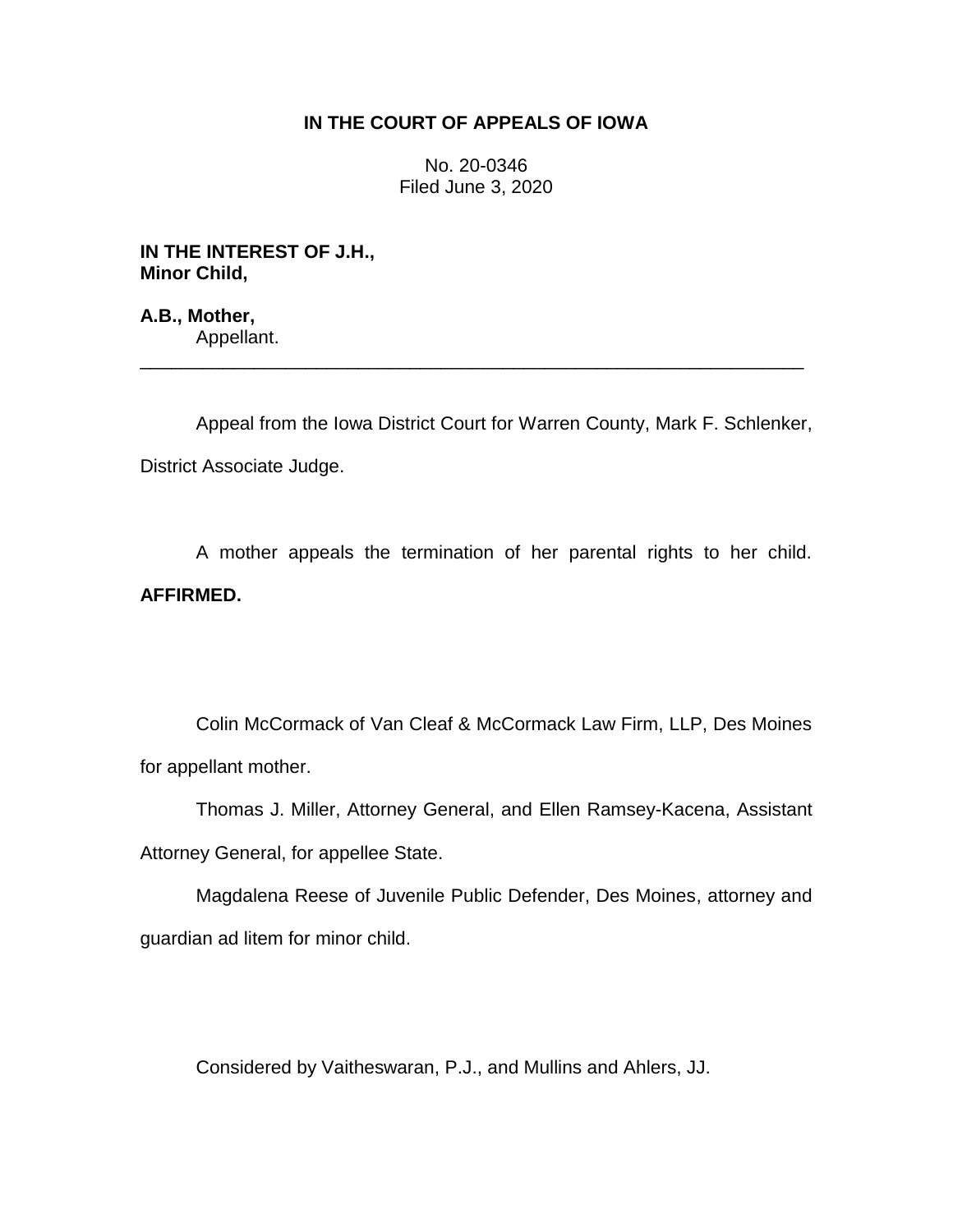**IN THE COURT OF APPEALS OF IOWA**

No. 20-0346
Filed June 3, 2020

**IN THE INTEREST OF J.H., Minor Child,**

**A.B., Mother,**
Appellant.

---

Appeal from the Iowa District Court for Warren County, Mark F. Schlenker, District Associate Judge.

A mother appeals the termination of her parental rights to her child. **AFFIRMED.**

Colin McCormack of Van Cleaf & McCormack Law Firm, LLP, Des Moines for appellant mother.

Thomas J. Miller, Attorney General, and Ellen Ramsey-Kacena, Assistant Attorney General, for appellee State.

Magdalena Reese of Juvenile Public Defender, Des Moines, attorney and guardian ad litem for minor child.

Considered by Vaitheswaran, P.J., and Mullins and Ahlers, JJ.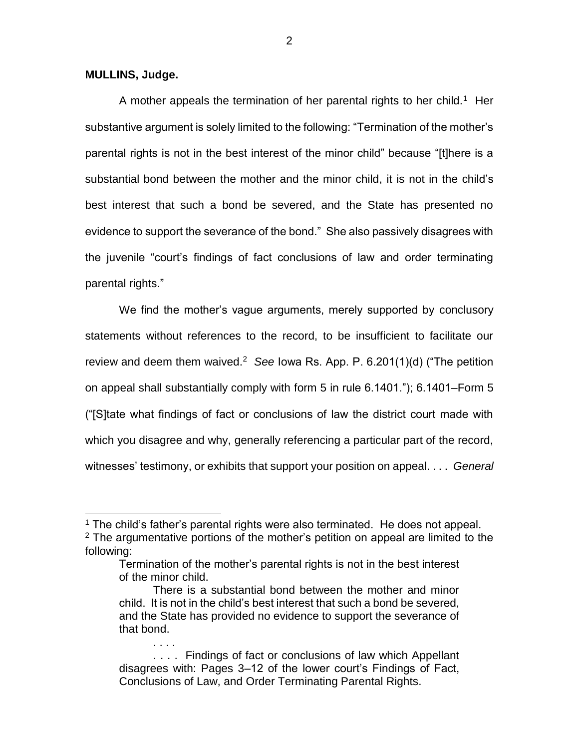**MULLINS, Judge.**

A mother appeals the termination of her parental rights to her child.[1] Her substantive argument is solely limited to the following: "Termination of the mother's parental rights is not in the best interest of the minor child" because "[t]here is a substantial bond between the mother and the minor child, it is not in the child's best interest that such a bond be severed, and the State has presented no evidence to support the severance of the bond." She also passively disagrees with the juvenile "court's findings of fact conclusions of law and order terminating parental rights."

We find the mother's vague arguments, merely supported by conclusory statements without references to the record, to be insufficient to facilitate our review and deem them waived.[2] *See* Iowa Rs. App. P. 6.201(1)(d) ("The petition on appeal shall substantially comply with form 5 in rule 6.1401."); 6.1401–Form 5 ("[S]tate what findings of fact or conclusions of law the district court made with which you disagree and why, generally referencing a particular part of the record, witnesses' testimony, or exhibits that support your position on appeal. . . . *General*

---

[1] The child's father's parental rights were also terminated. He does not appeal.

[2] The argumentative portions of the mother's petition on appeal are limited to the following:

> Termination of the mother's parental rights is not in the best interest of the minor child.
>
> There is a substantial bond between the mother and minor child. It is not in the child's best interest that such a bond be severed, and the State has provided no evidence to support the severance of that bond.
>
> . . . .
>
> . . . . Findings of fact or conclusions of law which Appellant disagrees with: Pages 3–12 of the lower court's Findings of Fact, Conclusions of Law, and Order Terminating Parental Rights.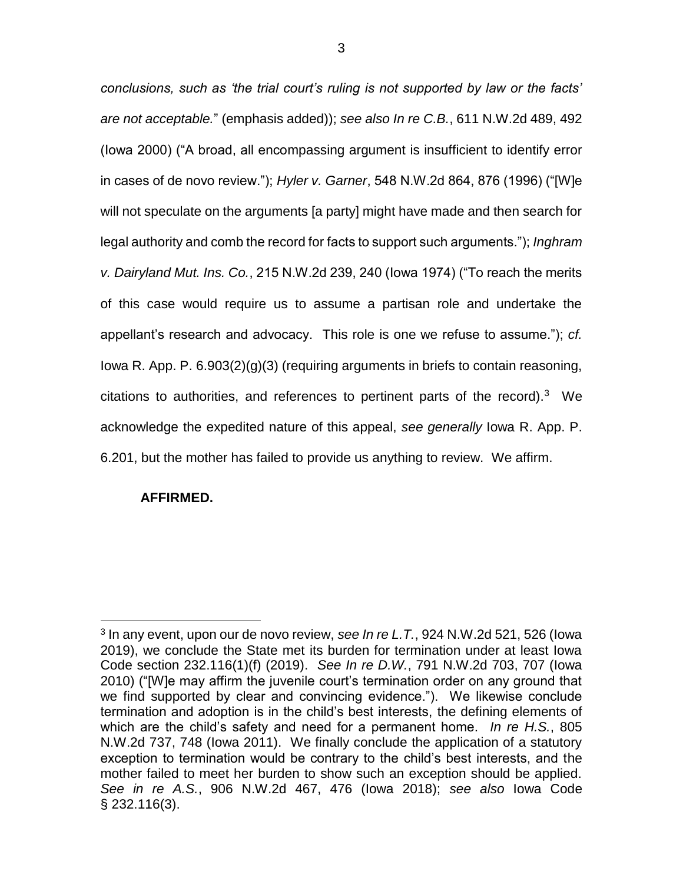*conclusions, such as 'the trial court's ruling is not supported by law or the facts' are not acceptable.*" (emphasis added)); *see also In re C.B.*, 611 N.W.2d 489, 492 (Iowa 2000) ("A broad, all encompassing argument is insufficient to identify error in cases of de novo review."); *Hyler v. Garner*, 548 N.W.2d 864, 876 (1996) ("[W]e will not speculate on the arguments [a party] might have made and then search for legal authority and comb the record for facts to support such arguments."); *Inghram v. Dairyland Mut. Ins. Co.*, 215 N.W.2d 239, 240 (Iowa 1974) ("To reach the merits of this case would require us to assume a partisan role and undertake the appellant's research and advocacy. This role is one we refuse to assume."); *cf.* Iowa R. App. P. 6.903(2)(g)(3) (requiring arguments in briefs to contain reasoning, citations to authorities, and references to pertinent parts of the record).[3] We acknowledge the expedited nature of this appeal, *see generally* Iowa R. App. P. 6.201, but the mother has failed to provide us anything to review. We affirm.

**AFFIRMED.**

[3] In any event, upon our de novo review, *see In re L.T.*, 924 N.W.2d 521, 526 (Iowa 2019), we conclude the State met its burden for termination under at least Iowa Code section 232.116(1)(f) (2019). *See In re D.W.*, 791 N.W.2d 703, 707 (Iowa 2010) ("[W]e may affirm the juvenile court's termination order on any ground that we find supported by clear and convincing evidence."). We likewise conclude termination and adoption is in the child's best interests, the defining elements of which are the child's safety and need for a permanent home. *In re H.S.*, 805 N.W.2d 737, 748 (Iowa 2011). We finally conclude the application of a statutory exception to termination would be contrary to the child's best interests, and the mother failed to meet her burden to show such an exception should be applied. *See in re A.S.*, 906 N.W.2d 467, 476 (Iowa 2018); *see also* Iowa Code § 232.116(3).